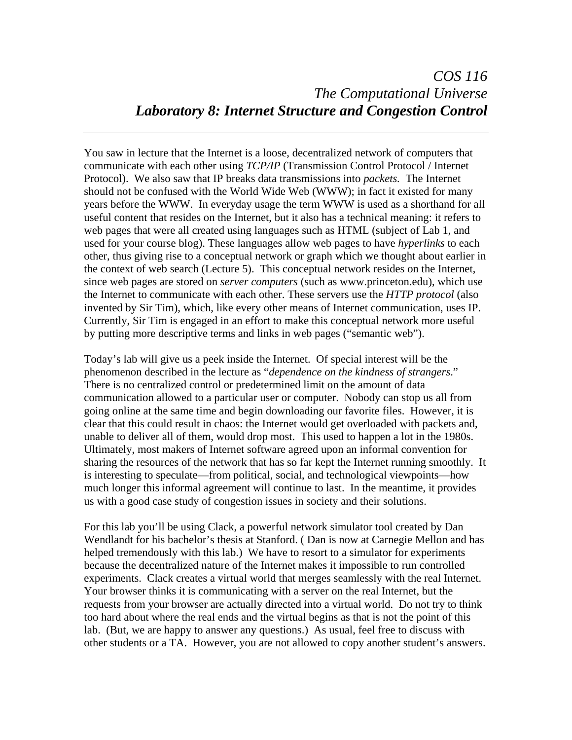# *COS 116*
# *The Computational Universe*
# ***Laboratory 8: Internet Structure and Congestion Control***

---

You saw in lecture that the Internet is a loose, decentralized network of computers that communicate with each other using *TCP/IP* (Transmission Control Protocol / Internet Protocol). We also saw that IP breaks data transmissions into *packets.* The Internet should not be confused with the World Wide Web (WWW); in fact it existed for many years before the WWW. In everyday usage the term WWW is used as a shorthand for all useful content that resides on the Internet, but it also has a technical meaning: it refers to web pages that were all created using languages such as HTML (subject of Lab 1, and used for your course blog). These languages allow web pages to have *hyperlinks* to each other, thus giving rise to a conceptual network or graph which we thought about earlier in the context of web search (Lecture 5). This conceptual network resides on the Internet, since web pages are stored on *server computers* (such as www.princeton.edu), which use the Internet to communicate with each other. These servers use the *HTTP protocol* (also invented by Sir Tim), which, like every other means of Internet communication, uses IP. Currently, Sir Tim is engaged in an effort to make this conceptual network more useful by putting more descriptive terms and links in web pages ("semantic web").

Today's lab will give us a peek inside the Internet. Of special interest will be the phenomenon described in the lecture as "*dependence on the kindness of strangers*." There is no centralized control or predetermined limit on the amount of data communication allowed to a particular user or computer. Nobody can stop us all from going online at the same time and begin downloading our favorite files. However, it is clear that this could result in chaos: the Internet would get overloaded with packets and, unable to deliver all of them, would drop most. This used to happen a lot in the 1980s. Ultimately, most makers of Internet software agreed upon an informal convention for sharing the resources of the network that has so far kept the Internet running smoothly. It is interesting to speculate—from political, social, and technological viewpoints—how much longer this informal agreement will continue to last. In the meantime, it provides us with a good case study of congestion issues in society and their solutions.

For this lab you'll be using Clack, a powerful network simulator tool created by Dan Wendlandt for his bachelor's thesis at Stanford. ( Dan is now at Carnegie Mellon and has helped tremendously with this lab.) We have to resort to a simulator for experiments because the decentralized nature of the Internet makes it impossible to run controlled experiments. Clack creates a virtual world that merges seamlessly with the real Internet. Your browser thinks it is communicating with a server on the real Internet, but the requests from your browser are actually directed into a virtual world. Do not try to think too hard about where the real ends and the virtual begins as that is not the point of this lab. (But, we are happy to answer any questions.) As usual, feel free to discuss with other students or a TA. However, you are not allowed to copy another student's answers.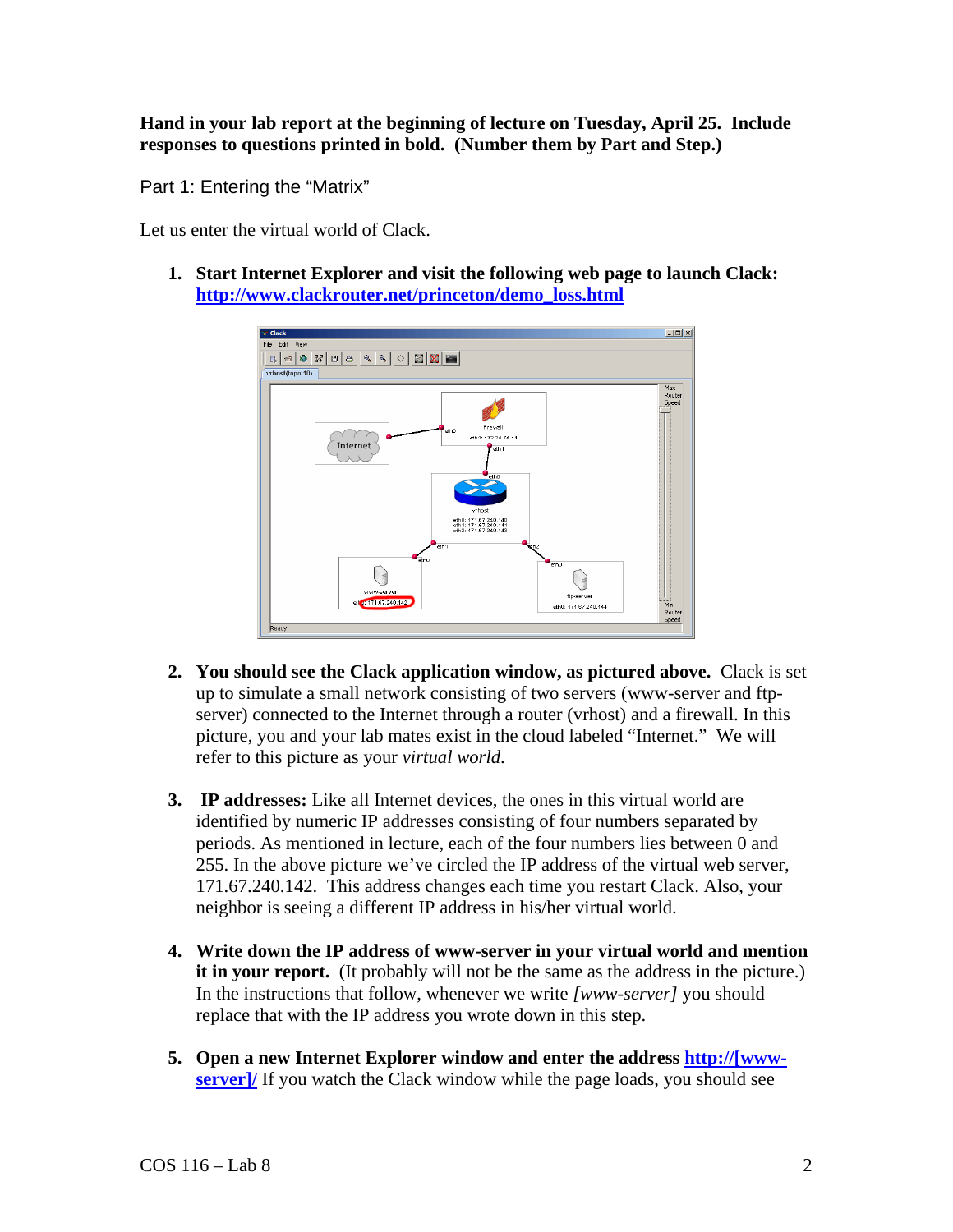**Hand in your lab report at the beginning of lecture on Tuesday, April 25. Include responses to questions printed in bold. (Number them by Part and Step.)**

Part 1: Entering the "Matrix"

Let us enter the virtual world of Clack.

1. **Start Internet Explorer and visit the following web page to launch Clack: http://www.clackrouter.net/princeton/demo_loss.html**

2. **You should see the Clack application window, as pictured above.** Clack is set up to simulate a small network consisting of two servers (www-server and ftp-server) connected to the Internet through a router (vrhost) and a firewall. In this picture, you and your lab mates exist in the cloud labeled "Internet." We will refer to this picture as your *virtual world*.

3. **IP addresses:** Like all Internet devices, the ones in this virtual world are identified by numeric IP addresses consisting of four numbers separated by periods. As mentioned in lecture, each of the four numbers lies between 0 and 255. In the above picture we've circled the IP address of the virtual web server, 171.67.240.142. This address changes each time you restart Clack. Also, your neighbor is seeing a different IP address in his/her virtual world.

4. **Write down the IP address of www-server in your virtual world and mention it in your report.** (It probably will not be the same as the address in the picture.) In the instructions that follow, whenever we write *[www-server]* you should replace that with the IP address you wrote down in this step.

5. **Open a new Internet Explorer window and enter the address http://[www-server]/** If you watch the Clack window while the page loads, you should see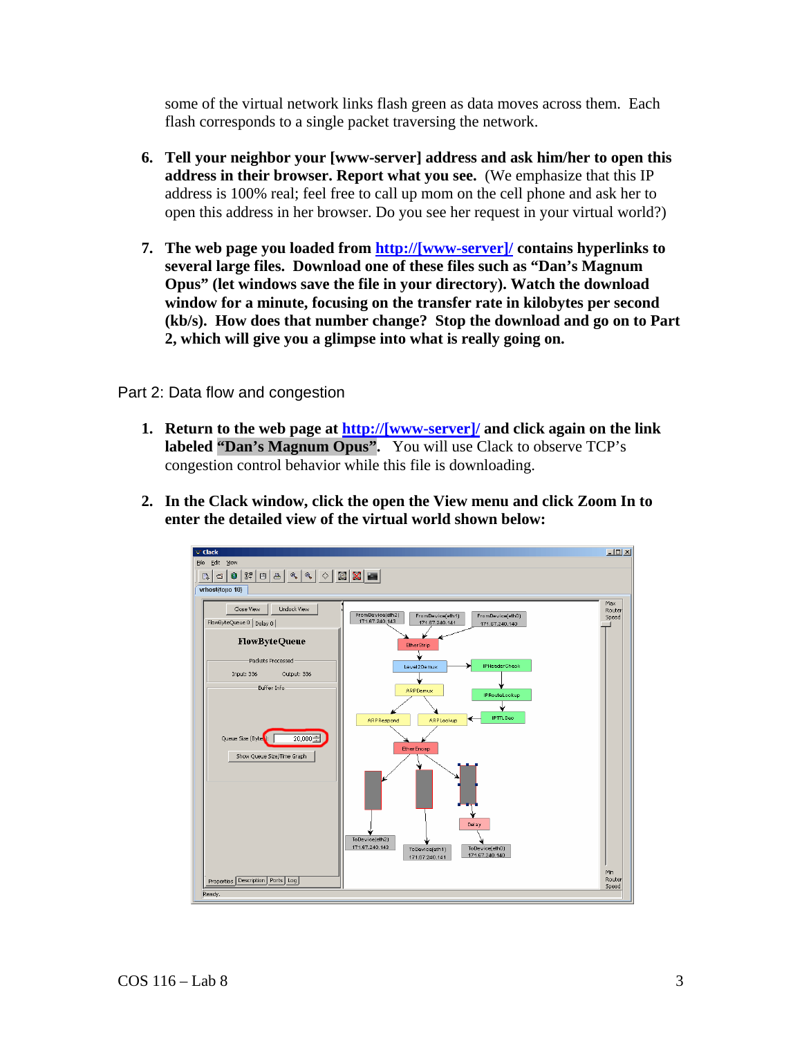some of the virtual network links flash green as data moves across them. Each flash corresponds to a single packet traversing the network.

6. **Tell your neighbor your [www-server] address and ask him/her to open this address in their browser. Report what you see.** (We emphasize that this IP address is 100% real; feel free to call up mom on the cell phone and ask her to open this address in her browser. Do you see her request in your virtual world?)

7. **The web page you loaded from [http://[www-server]/](http://[www-server]/) contains hyperlinks to several large files. Download one of these files such as "Dan's Magnum Opus" (let windows save the file in your directory). Watch the download window for a minute, focusing on the transfer rate in kilobytes per second (kb/s). How does that number change? Stop the download and go on to Part 2, which will give you a glimpse into what is really going on.**

## Part 2: Data flow and congestion

1. **Return to the web page at [http://[www-server]/](http://[www-server]/) and click again on the link labeled "Dan's Magnum Opus".** You will use Clack to observe TCP's congestion control behavior while this file is downloading.

2. **In the Clack window, click the open the View menu and click Zoom In to enter the detailed view of the virtual world shown below:**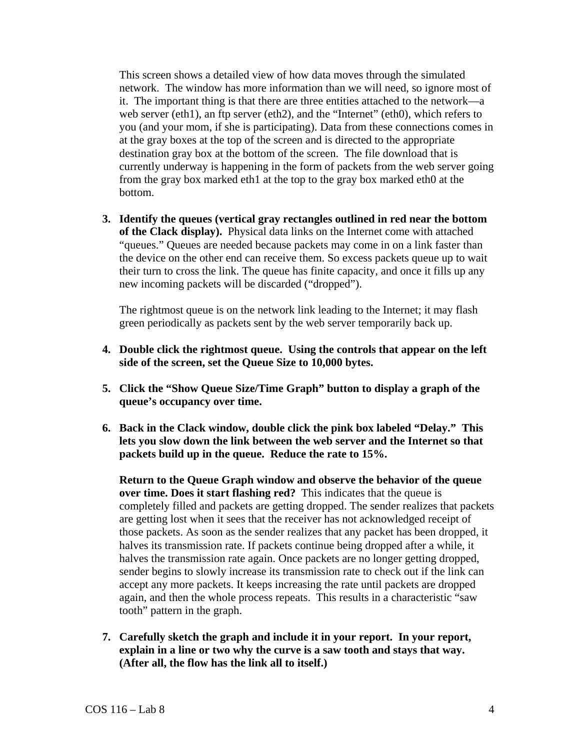This screen shows a detailed view of how data moves through the simulated network. The window has more information than we will need, so ignore most of it. The important thing is that there are three entities attached to the network—a web server (eth1), an ftp server (eth2), and the "Internet" (eth0), which refers to you (and your mom, if she is participating). Data from these connections comes in at the gray boxes at the top of the screen and is directed to the appropriate destination gray box at the bottom of the screen. The file download that is currently underway is happening in the form of packets from the web server going from the gray box marked eth1 at the top to the gray box marked eth0 at the bottom.

3. **Identify the queues (vertical gray rectangles outlined in red near the bottom of the Clack display).** Physical data links on the Internet come with attached "queues." Queues are needed because packets may come in on a link faster than the device on the other end can receive them. So excess packets queue up to wait their turn to cross the link. The queue has finite capacity, and once it fills up any new incoming packets will be discarded ("dropped").

   The rightmost queue is on the network link leading to the Internet; it may flash green periodically as packets sent by the web server temporarily back up.

4. **Double click the rightmost queue. Using the controls that appear on the left side of the screen, set the Queue Size to 10,000 bytes.**

5. **Click the "Show Queue Size/Time Graph" button to display a graph of the queue's occupancy over time.**

6. **Back in the Clack window, double click the pink box labeled "Delay." This lets you slow down the link between the web server and the Internet so that packets build up in the queue. Reduce the rate to 15%.**

   **Return to the Queue Graph window and observe the behavior of the queue over time. Does it start flashing red?** This indicates that the queue is completely filled and packets are getting dropped. The sender realizes that packets are getting lost when it sees that the receiver has not acknowledged receipt of those packets. As soon as the sender realizes that any packet has been dropped, it halves its transmission rate. If packets continue being dropped after a while, it halves the transmission rate again. Once packets are no longer getting dropped, sender begins to slowly increase its transmission rate to check out if the link can accept any more packets. It keeps increasing the rate until packets are dropped again, and then the whole process repeats. This results in a characteristic "saw tooth" pattern in the graph.

7. **Carefully sketch the graph and include it in your report. In your report, explain in a line or two why the curve is a saw tooth and stays that way. (After all, the flow has the link all to itself.)**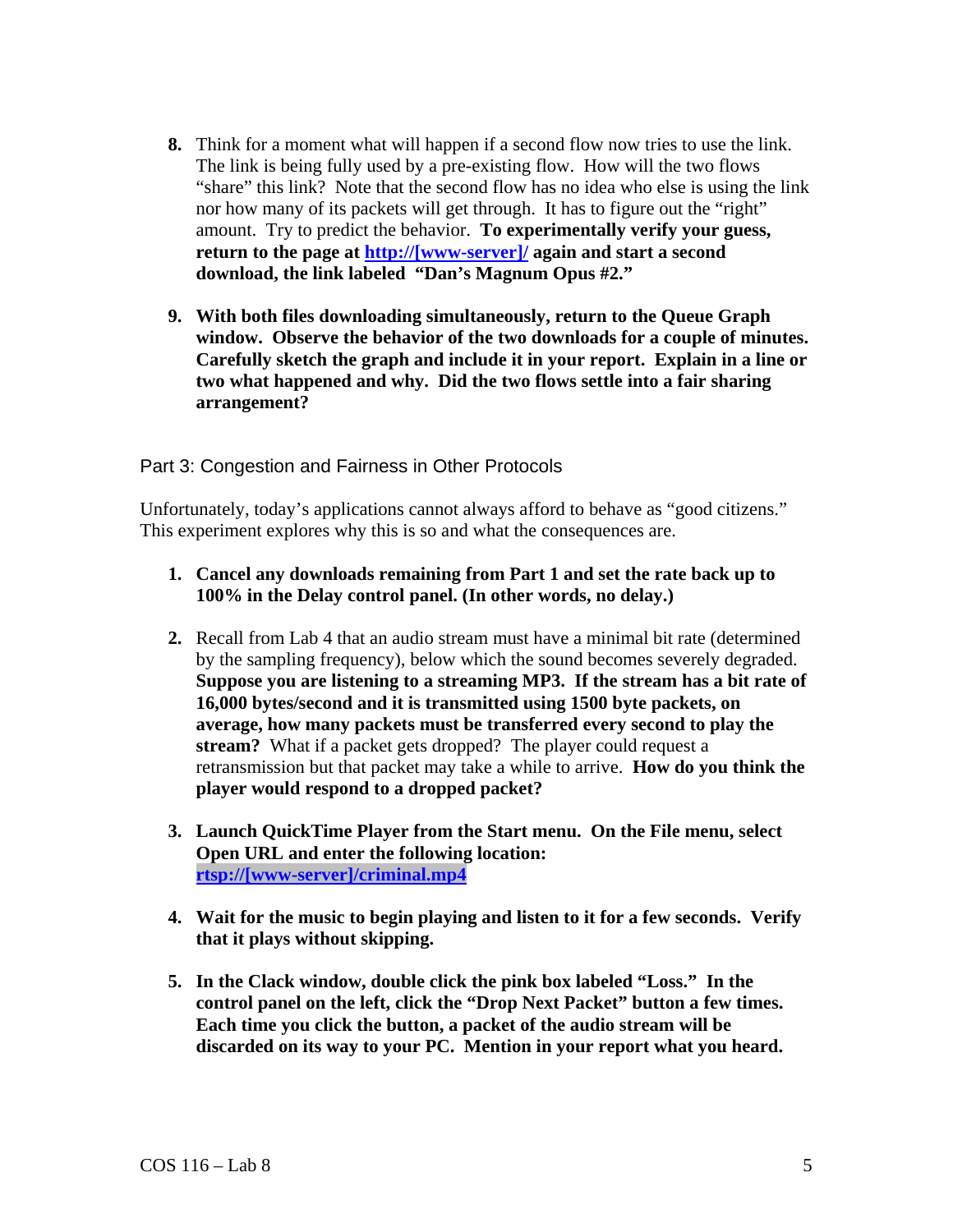8. Think for a moment what will happen if a second flow now tries to use the link. The link is being fully used by a pre-existing flow. How will the two flows "share" this link? Note that the second flow has no idea who else is using the link nor how many of its packets will get through. It has to figure out the "right" amount. Try to predict the behavior. **To experimentally verify your guess, return to the page at [http://[www-server]/](http://[www-server]/) again and start a second download, the link labeled "Dan's Magnum Opus #2."**

9. **With both files downloading simultaneously, return to the Queue Graph window. Observe the behavior of the two downloads for a couple of minutes. Carefully sketch the graph and include it in your report. Explain in a line or two what happened and why. Did the two flows settle into a fair sharing arrangement?**

## Part 3: Congestion and Fairness in Other Protocols

Unfortunately, today's applications cannot always afford to behave as "good citizens." This experiment explores why this is so and what the consequences are.

1. **Cancel any downloads remaining from Part 1 and set the rate back up to 100% in the Delay control panel. (In other words, no delay.)**

2. Recall from Lab 4 that an audio stream must have a minimal bit rate (determined by the sampling frequency), below which the sound becomes severely degraded. **Suppose you are listening to a streaming MP3. If the stream has a bit rate of 16,000 bytes/second and it is transmitted using 1500 byte packets, on average, how many packets must be transferred every second to play the stream?** What if a packet gets dropped? The player could request a retransmission but that packet may take a while to arrive. **How do you think the player would respond to a dropped packet?**

3. **Launch QuickTime Player from the Start menu. On the File menu, select Open URL and enter the following location: [rtsp://[www-server]/criminal.mp4](rtsp://[www-server]/criminal.mp4)**

4. **Wait for the music to begin playing and listen to it for a few seconds. Verify that it plays without skipping.**

5. **In the Clack window, double click the pink box labeled "Loss." In the control panel on the left, click the "Drop Next Packet" button a few times. Each time you click the button, a packet of the audio stream will be discarded on its way to your PC. Mention in your report what you heard.**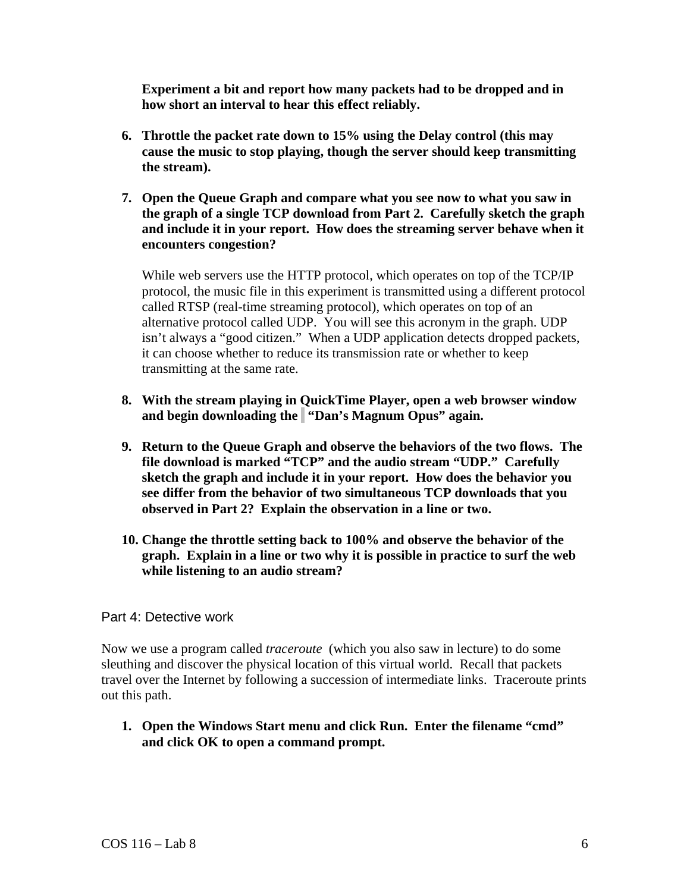**Experiment a bit and report how many packets had to be dropped and in how short an interval to hear this effect reliably.**

6. **Throttle the packet rate down to 15% using the Delay control (this may cause the music to stop playing, though the server should keep transmitting the stream).**

7. **Open the Queue Graph and compare what you see now to what you saw in the graph of a single TCP download from Part 2. Carefully sketch the graph and include it in your report. How does the streaming server behave when it encounters congestion?**

   While web servers use the HTTP protocol, which operates on top of the TCP/IP protocol, the music file in this experiment is transmitted using a different protocol called RTSP (real-time streaming protocol), which operates on top of an alternative protocol called UDP. You will see this acronym in the graph. UDP isn't always a "good citizen." When a UDP application detects dropped packets, it can choose whether to reduce its transmission rate or whether to keep transmitting at the same rate.

8. **With the stream playing in QuickTime Player, open a web browser window and begin downloading the "Dan's Magnum Opus" again.**

9. **Return to the Queue Graph and observe the behaviors of the two flows. The file download is marked "TCP" and the audio stream "UDP." Carefully sketch the graph and include it in your report. How does the behavior you see differ from the behavior of two simultaneous TCP downloads that you observed in Part 2? Explain the observation in a line or two.**

10. **Change the throttle setting back to 100% and observe the behavior of the graph. Explain in a line or two why it is possible in practice to surf the web while listening to an audio stream?**

## Part 4: Detective work

Now we use a program called *traceroute* (which you also saw in lecture) to do some sleuthing and discover the physical location of this virtual world. Recall that packets travel over the Internet by following a succession of intermediate links. Traceroute prints out this path.

1. **Open the Windows Start menu and click Run. Enter the filename "cmd" and click OK to open a command prompt.**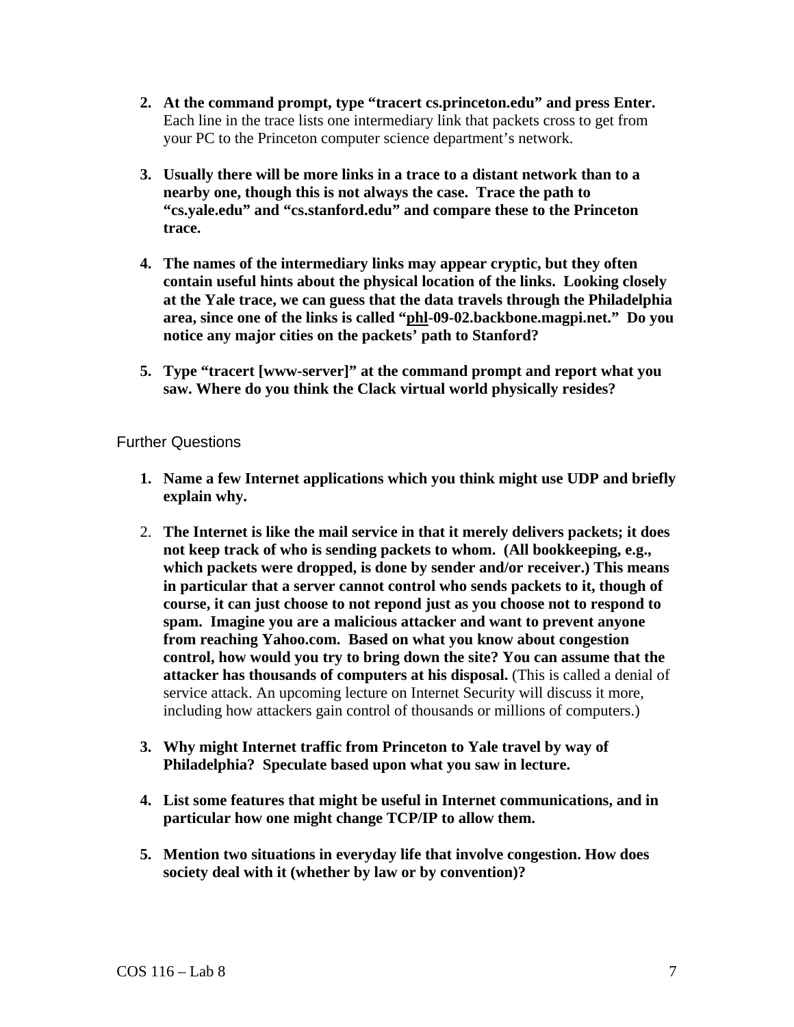2. **At the command prompt, type "tracert cs.princeton.edu" and press Enter.** Each line in the trace lists one intermediary link that packets cross to get from your PC to the Princeton computer science department's network.

3. **Usually there will be more links in a trace to a distant network than to a nearby one, though this is not always the case. Trace the path to "cs.yale.edu" and "cs.stanford.edu" and compare these to the Princeton trace.**

4. **The names of the intermediary links may appear cryptic, but they often contain useful hints about the physical location of the links. Looking closely at the Yale trace, we can guess that the data travels through the Philadelphia area, since one of the links is called "<u>phl</u>-09-02.backbone.magpi.net." Do you notice any major cities on the packets' path to Stanford?**

5. **Type "tracert [www-server]" at the command prompt and report what you saw. Where do you think the Clack virtual world physically resides?**

## Further Questions

1. **Name a few Internet applications which you think might use UDP and briefly explain why.**

2. **The Internet is like the mail service in that it merely delivers packets; it does not keep track of who is sending packets to whom. (All bookkeeping, e.g., which packets were dropped, is done by sender and/or receiver.) This means in particular that a server cannot control who sends packets to it, though of course, it can just choose to not repond just as you choose not to respond to spam. Imagine you are a malicious attacker and want to prevent anyone from reaching Yahoo.com. Based on what you know about congestion control, how would you try to bring down the site? You can assume that the attacker has thousands of computers at his disposal.** (This is called a denial of service attack. An upcoming lecture on Internet Security will discuss it more, including how attackers gain control of thousands or millions of computers.)

3. **Why might Internet traffic from Princeton to Yale travel by way of Philadelphia? Speculate based upon what you saw in lecture.**

4. **List some features that might be useful in Internet communications, and in particular how one might change TCP/IP to allow them.**

5. **Mention two situations in everyday life that involve congestion. How does society deal with it (whether by law or by convention)?**